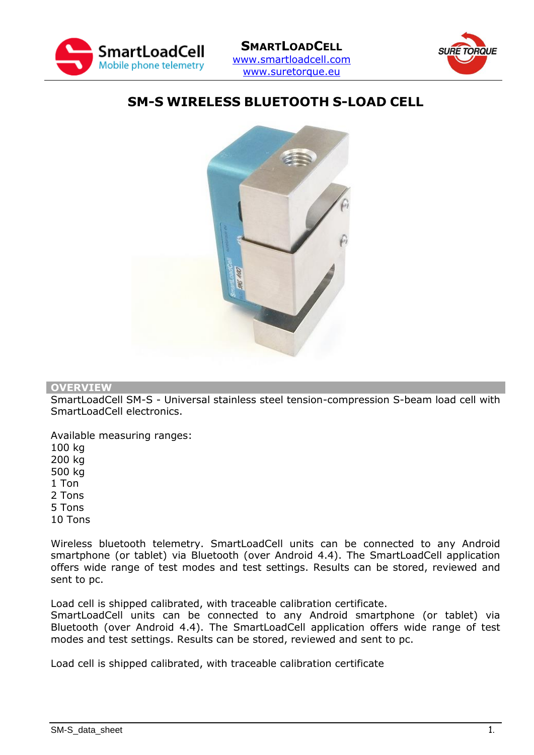SmartLoadCell

Mobile phone telemetry

**SMARTLOADCELL**
www.smartloadcell.com
www.suretorque.eu

SURE TORQUE

# SM-S WIRELESS BLUETOOTH S-LOAD CELL

## OVERVIEW

SmartLoadCell SM-S - Universal stainless steel tension-compression S-beam load cell with SmartLoadCell electronics.

Available measuring ranges:
100 kg
200 kg
500 kg
1 Ton
2 Tons
5 Tons
10 Tons

Wireless bluetooth telemetry. SmartLoadCell units can be connected to any Android smartphone (or tablet) via Bluetooth (over Android 4.4). The SmartLoadCell application offers wide range of test modes and test settings. Results can be stored, reviewed and sent to pc.

Load cell is shipped calibrated, with traceable calibration certificate.
SmartLoadCell units can be connected to any Android smartphone (or tablet) via Bluetooth (over Android 4.4). The SmartLoadCell application offers wide range of test modes and test settings. Results can be stored, reviewed and sent to pc.

Load cell is shipped calibrated, with traceable calibration certificate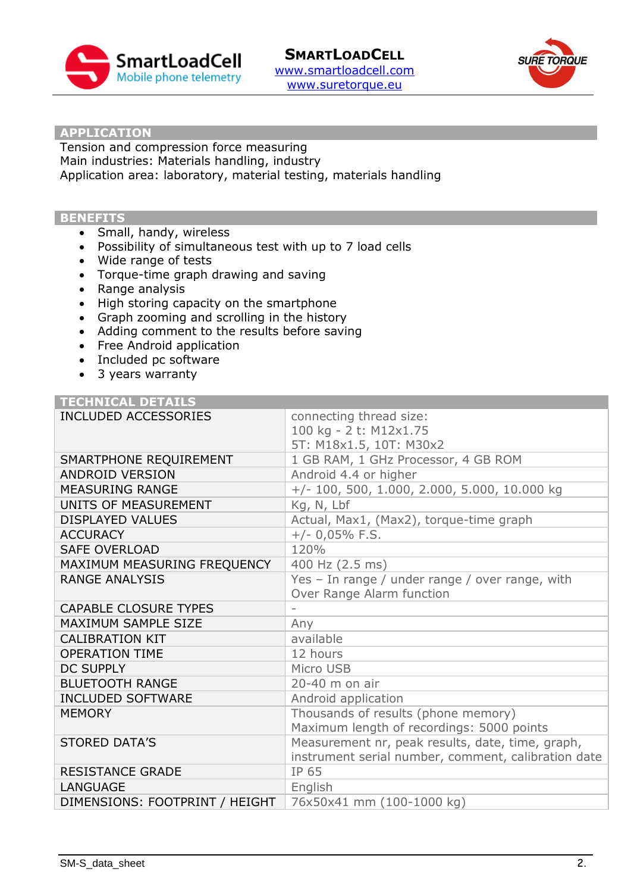## APPLICATION

Tension and compression force measuring
Main industries: Materials handling, industry
Application area: laboratory, material testing, materials handling

## BENEFITS

- Small, handy, wireless
- Possibility of simultaneous test with up to 7 load cells
- Wide range of tests
- Torque-time graph drawing and saving
- Range analysis
- High storing capacity on the smartphone
- Graph zooming and scrolling in the history
- Adding comment to the results before saving
- Free Android application
- Included pc software
- 3 years warranty

## TECHNICAL DETAILS

| | |
|---|---|
| INCLUDED ACCESSORIES | connecting thread size:<br>100 kg - 2 t: M12x1.75<br>5T: M18x1.5, 10T: M30x2 |
| SMARTPHONE REQUIREMENT | 1 GB RAM, 1 GHz Processor, 4 GB ROM |
| ANDROID VERSION | Android 4.4 or higher |
| MEASURING RANGE | +/- 100, 500, 1.000, 2.000, 5.000, 10.000 kg |
| UNITS OF MEASUREMENT | Kg, N, Lbf |
| DISPLAYED VALUES | Actual, Max1, (Max2), torque-time graph |
| ACCURACY | +/- 0,05% F.S. |
| SAFE OVERLOAD | 120% |
| MAXIMUM MEASURING FREQUENCY | 400 Hz (2.5 ms) |
| RANGE ANALYSIS | Yes – In range / under range / over range, with Over Range Alarm function |
| CAPABLE CLOSURE TYPES | - |
| MAXIMUM SAMPLE SIZE | Any |
| CALIBRATION KIT | available |
| OPERATION TIME | 12 hours |
| DC SUPPLY | Micro USB |
| BLUETOOTH RANGE | 20-40 m on air |
| INCLUDED SOFTWARE | Android application |
| MEMORY | Thousands of results (phone memory)<br>Maximum length of recordings: 5000 points |
| STORED DATA'S | Measurement nr, peak results, date, time, graph, instrument serial number, comment, calibration date |
| RESISTANCE GRADE | IP 65 |
| LANGUAGE | English |
| DIMENSIONS: FOOTPRINT / HEIGHT | 76x50x41 mm (100-1000 kg) |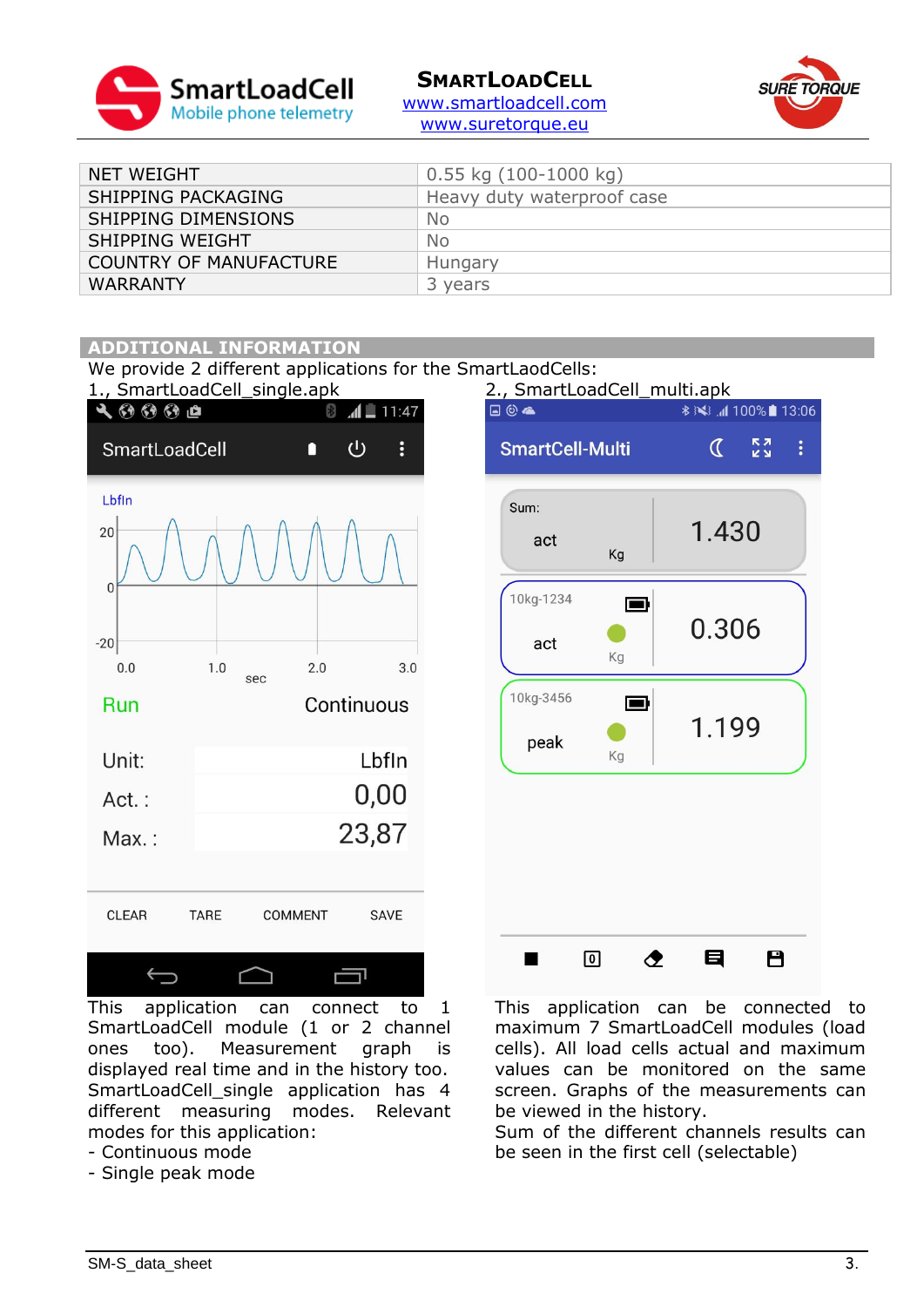| NET WEIGHT | 0.55 kg (100-1000 kg) |
| --- | --- |
| SHIPPING PACKAGING | Heavy duty waterproof case |
| SHIPPING DIMENSIONS | No |
| SHIPPING WEIGHT | No |
| COUNTRY OF MANUFACTURE | Hungary |
| WARRANTY | 3 years |

## ADDITIONAL INFORMATION

We provide 2 different applications for the SmartLaodCells:

1., SmartLoadCell_single.apk

This application can connect to 1 SmartLoadCell module (1 or 2 channel ones too). Measurement graph is displayed real time and in the history too. SmartLoadCell_single application has 4 different measuring modes. Relevant modes for this application:

- Continuous mode
- Single peak mode

2., SmartLoadCell_multi.apk

This application can be connected to maximum 7 SmartLoadCell modules (load cells). All load cells actual and maximum values can be monitored on the same screen. Graphs of the measurements results can be viewed in the history.

Sum of the different channels results can be seen in the first cell (selectable)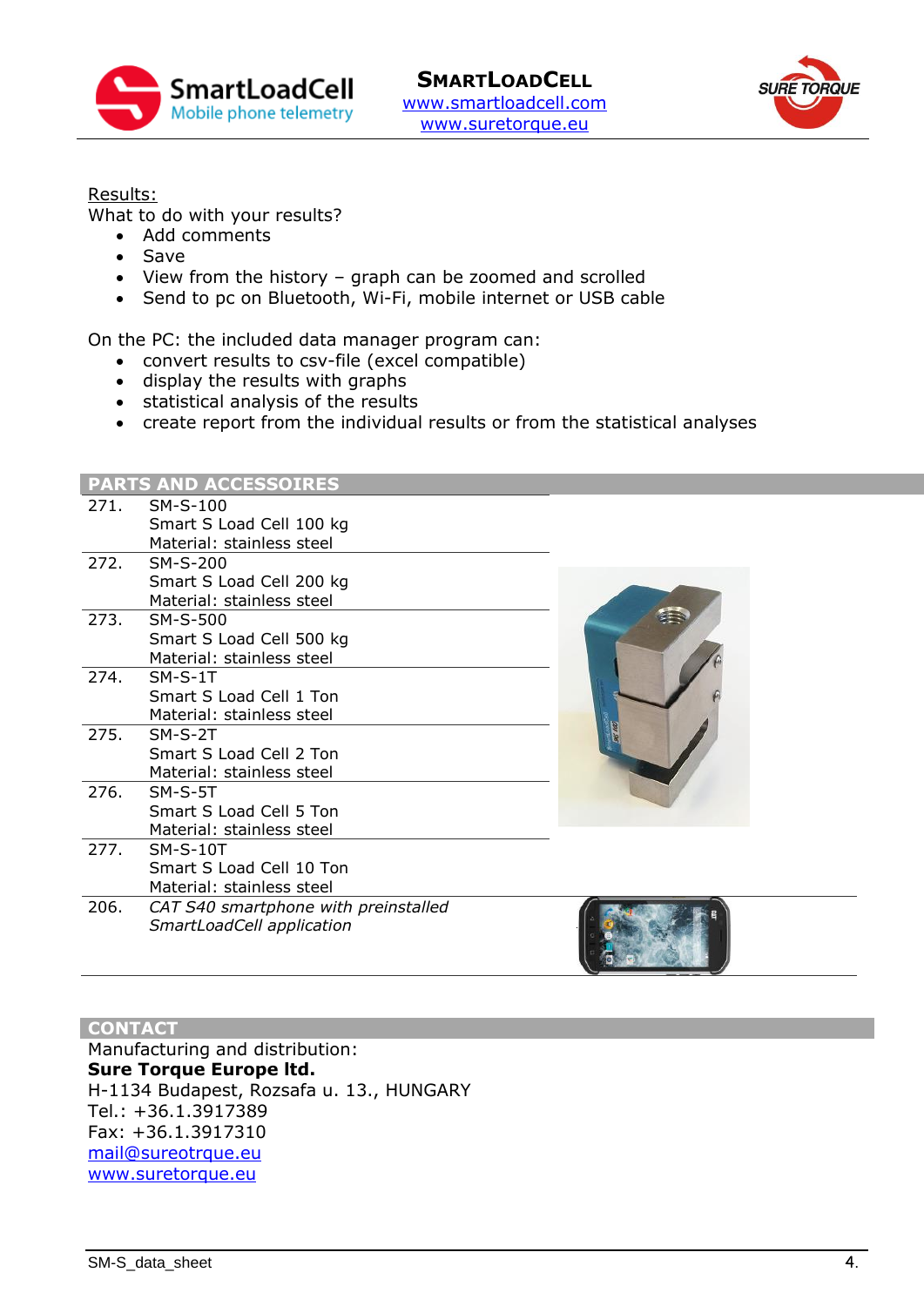Results:

What to do with your results?

- Add comments
- Save
- View from the history – graph can be zoomed and scrolled
- Send to pc on Bluetooth, Wi-Fi, mobile internet or USB cable

On the PC: the included data manager program can:

- convert results to csv-file (excel compatible)
- display the results with graphs
- statistical analysis of the results
- create report from the individual results or from the statistical analyses

## PARTS AND ACCESSOIRES

| | |
|---|---|
| 271. | SM-S-100<br>Smart S Load Cell 100 kg<br>Material: stainless steel |
| 272. | SM-S-200<br>Smart S Load Cell 200 kg<br>Material: stainless steel |
| 273. | SM-S-500<br>Smart S Load Cell 500 kg<br>Material: stainless steel |
| 274. | SM-S-1T<br>Smart S Load Cell 1 Ton<br>Material: stainless steel |
| 275. | SM-S-2T<br>Smart S Load Cell 2 Ton<br>Material: stainless steel |
| 276. | SM-S-5T<br>Smart S Load Cell 5 Ton<br>Material: stainless steel |
| 277. | SM-S-10T<br>Smart S Load Cell 10 Ton<br>Material: stainless steel |
| 206. | *CAT S40 smartphone with preinstalled SmartLoadCell application* |

## CONTACT

Manufacturing and distribution:

**Sure Torque Europe ltd.**

H-1134 Budapest, Rozsafa u. 13., HUNGARY

Tel.: +36.1.3917389

Fax: +36.1.3917310

mail@sureotrque.eu

www.suretorque.eu